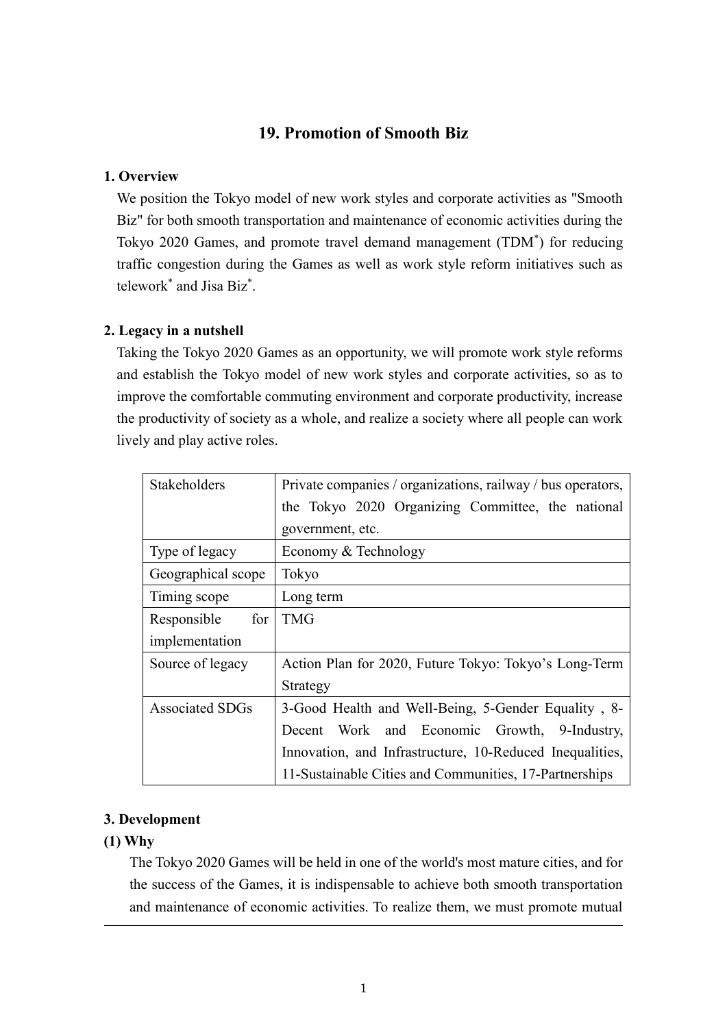# 19. Promotion of Smooth Biz

## 1. Overview

We position the Tokyo model of new work styles and corporate activities as "Smooth Biz" for both smooth transportation and maintenance of economic activities during the Tokyo 2020 Games, and promote travel demand management (TDM*) for reducing traffic congestion during the Games as well as work style reform initiatives such as telework* and Jisa Biz*.

## 2. Legacy in a nutshell

Taking the Tokyo 2020 Games as an opportunity, we will promote work style reforms and establish the Tokyo model of new work styles and corporate activities, so as to improve the comfortable commuting environment and corporate productivity, increase the productivity of society as a whole, and realize a society where all people can work lively and play active roles.

| | |
|---|---|
| Stakeholders | Private companies / organizations, railway / bus operators, the Tokyo 2020 Organizing Committee, the national government, etc. |
| Type of legacy | Economy & Technology |
| Geographical scope | Tokyo |
| Timing scope | Long term |
| Responsible for implementation | TMG |
| Source of legacy | Action Plan for 2020, Future Tokyo: Tokyo's Long-Term Strategy |
| Associated SDGs | 3-Good Health and Well-Being, 5-Gender Equality , 8-Decent Work and Economic Growth, 9-Industry, Innovation, and Infrastructure, 10-Reduced Inequalities, 11-Sustainable Cities and Communities, 17-Partnerships |

## 3. Development

### (1) Why

The Tokyo 2020 Games will be held in one of the world's most mature cities, and for the success of the Games, it is indispensable to achieve both smooth transportation and maintenance of economic activities. To realize them, we must promote mutual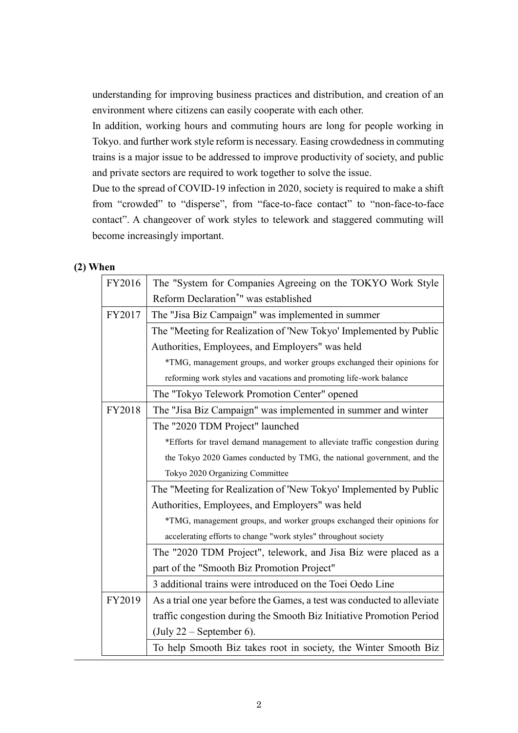understanding for improving business practices and distribution, and creation of an environment where citizens can easily cooperate with each other.

In addition, working hours and commuting hours are long for people working in Tokyo. and further work style reform is necessary. Easing crowdedness in commuting trains is a major issue to be addressed to improve productivity of society, and public and private sectors are required to work together to solve the issue.

Due to the spread of COVID-19 infection in 2020, society is required to make a shift from "crowded" to "disperse", from "face-to-face contact" to "non-face-to-face contact". A changeover of work styles to telework and staggered commuting will become increasingly important.

**(2) When**

| | |
|---|---|
| FY2016 | The "System for Companies Agreeing on the TOKYO Work Style Reform Declaration*" was established |
| FY2017 | The "Jisa Biz Campaign" was implemented in summer |
| | The "Meeting for Realization of 'New Tokyo' Implemented by Public Authorities, Employees, and Employers" was held<br>*TMG, management groups, and worker groups exchanged their opinions for reforming work styles and vacations and promoting life-work balance |
| | The "Tokyo Telework Promotion Center" opened |
| FY2018 | The "Jisa Biz Campaign" was implemented in summer and winter |
| | The "2020 TDM Project" launched<br>*Efforts for travel demand management to alleviate traffic congestion during the Tokyo 2020 Games conducted by TMG, the national government, and the Tokyo 2020 Organizing Committee |
| | The "Meeting for Realization of 'New Tokyo' Implemented by Public Authorities, Employees, and Employers" was held<br>*TMG, management groups, and worker groups exchanged their opinions for accelerating efforts to change "work styles" throughout society |
| | The "2020 TDM Project", telework, and Jisa Biz were placed as a part of the "Smooth Biz Promotion Project" |
| | 3 additional trains were introduced on the Toei Oedo Line |
| FY2019 | As a trial one year before the Games, a test was conducted to alleviate traffic congestion during the Smooth Biz Initiative Promotion Period (July 22 – September 6). |
| | To help Smooth Biz takes root in society, the Winter Smooth Biz |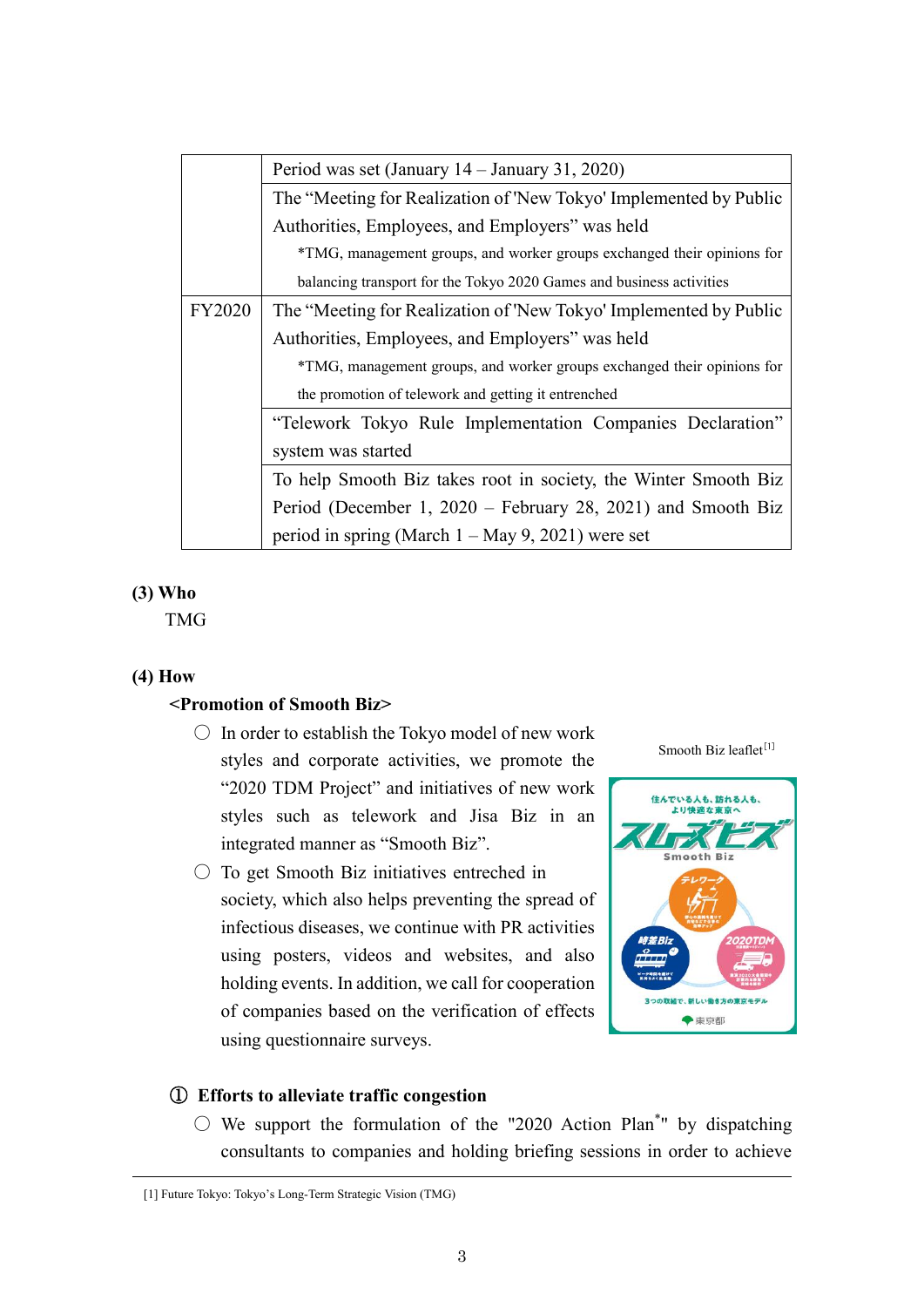| | |
|---|---|
| | Period was set (January 14 – January 31, 2020) |
| | The "Meeting for Realization of 'New Tokyo' Implemented by Public Authorities, Employees, and Employers" was held<br>*TMG, management groups, and worker groups exchanged their opinions for balancing transport for the Tokyo 2020 Games and business activities |
| FY2020 | The "Meeting for Realization of 'New Tokyo' Implemented by Public Authorities, Employees, and Employers" was held<br>*TMG, management groups, and worker groups exchanged their opinions for the promotion of telework and getting it entrenched |
| | "Telework Tokyo Rule Implementation Companies Declaration" system was started |
| | To help Smooth Biz takes root in society, the Winter Smooth Biz Period (December 1, 2020 – February 28, 2021) and Smooth Biz period in spring (March 1 – May 9, 2021) were set |

**(3) Who**

TMG

**(4) How**

**<Promotion of Smooth Biz>**

○ In order to establish the Tokyo model of new work styles and corporate activities, we promote the "2020 TDM Project" and initiatives of new work styles such as telework and Jisa Biz in an integrated manner as "Smooth Biz".

○ To get Smooth Biz initiatives entreched in society, which also helps preventing the spread of infectious diseases, we continue with PR activities using posters, videos and websites, and also holding events. In addition, we call for cooperation of companies based on the verification of effects using questionnaire surveys.

Smooth Biz leaflet[1]

**① Efforts to alleviate traffic congestion**

○ We support the formulation of the "2020 Action Plan*" by dispatching consultants to companies and holding briefing sessions in order to achieve

[1] Future Tokyo: Tokyo's Long-Term Strategic Vision (TMG)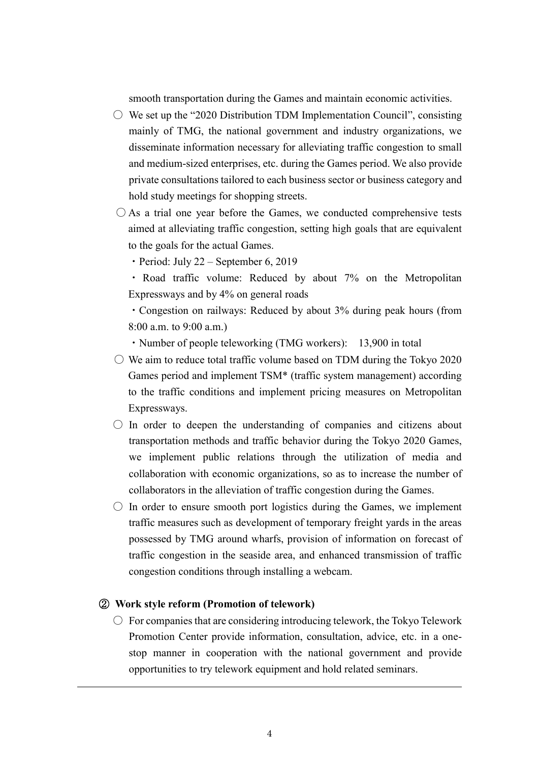smooth transportation during the Games and maintain economic activities.

○ We set up the "2020 Distribution TDM Implementation Council", consisting mainly of TMG, the national government and industry organizations, we disseminate information necessary for alleviating traffic congestion to small and medium-sized enterprises, etc. during the Games period. We also provide private consultations tailored to each business sector or business category and hold study meetings for shopping streets.

○ As a trial one year before the Games, we conducted comprehensive tests aimed at alleviating traffic congestion, setting high goals that are equivalent to the goals for the actual Games.

- Period: July 22 – September 6, 2019
- Road traffic volume: Reduced by about 7% on the Metropolitan Expressways and by 4% on general roads
- Congestion on railways: Reduced by about 3% during peak hours (from 8:00 a.m. to 9:00 a.m.)
- Number of people teleworking (TMG workers): 13,900 in total

○ We aim to reduce total traffic volume based on TDM during the Tokyo 2020 Games period and implement TSM* (traffic system management) according to the traffic conditions and implement pricing measures on Metropolitan Expressways.

○ In order to deepen the understanding of companies and citizens about transportation methods and traffic behavior during the Tokyo 2020 Games, we implement public relations through the utilization of media and collaboration with economic organizations, so as to increase the number of collaborators in the alleviation of traffic congestion during the Games.

○ In order to ensure smooth port logistics during the Games, we implement traffic measures such as development of temporary freight yards in the areas possessed by TMG around wharfs, provision of information on forecast of traffic congestion in the seaside area, and enhanced transmission of traffic congestion conditions through installing a webcam.

### ② Work style reform (Promotion of telework)

○ For companies that are considering introducing telework, the Tokyo Telework Promotion Center provide information, consultation, advice, etc. in a one-stop manner in cooperation with the national government and provide opportunities to try telework equipment and hold related seminars.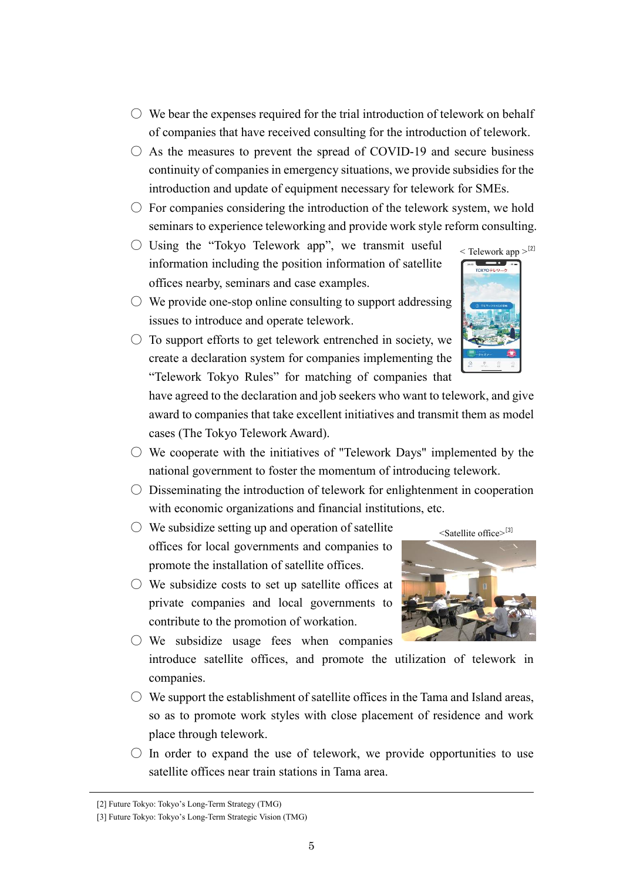- ○ We bear the expenses required for the trial introduction of telework on behalf of companies that have received consulting for the introduction of telework.
- ○ As the measures to prevent the spread of COVID-19 and secure business continuity of companies in emergency situations, we provide subsidies for the introduction and update of equipment necessary for telework for SMEs.
- ○ For companies considering the introduction of the telework system, we hold seminars to experience teleworking and provide work style reform consulting.
- ○ Using the "Tokyo Telework app", we transmit useful information including the position information of satellite offices nearby, seminars and case examples.
- ○ We provide one-stop online consulting to support addressing issues to introduce and operate telework.
- ○ To support efforts to get telework entrenched in society, we create a declaration system for companies implementing the "Telework Tokyo Rules" for matching of companies that have agreed to the declaration and job seekers who want to telework, and give award to companies that take excellent initiatives and transmit them as model cases (The Tokyo Telework Award).

< Telework app >[2]

- ○ We cooperate with the initiatives of "Telework Days" implemented by the national government to foster the momentum of introducing telework.
- ○ Disseminating the introduction of telework for enlightenment in cooperation with economic organizations and financial institutions, etc.
- ○ We subsidize setting up and operation of satellite offices for local governments and companies to promote the installation of satellite offices.
- ○ We subsidize costs to set up satellite offices at private companies and local governments to contribute to the promotion of workation.
- ○ We subsidize usage fees when companies introduce satellite offices, and promote the utilization of telework in companies.

<Satellite office>[3]

- ○ We support the establishment of satellite offices in the Tama and Island areas, so as to promote work styles with close placement of residence and work place through telework.
- ○ In order to expand the use of telework, we provide opportunities to use satellite offices near train stations in Tama area.

---

[2] Future Tokyo: Tokyo's Long-Term Strategy (TMG)
[3] Future Tokyo: Tokyo's Long-Term Strategic Vision (TMG)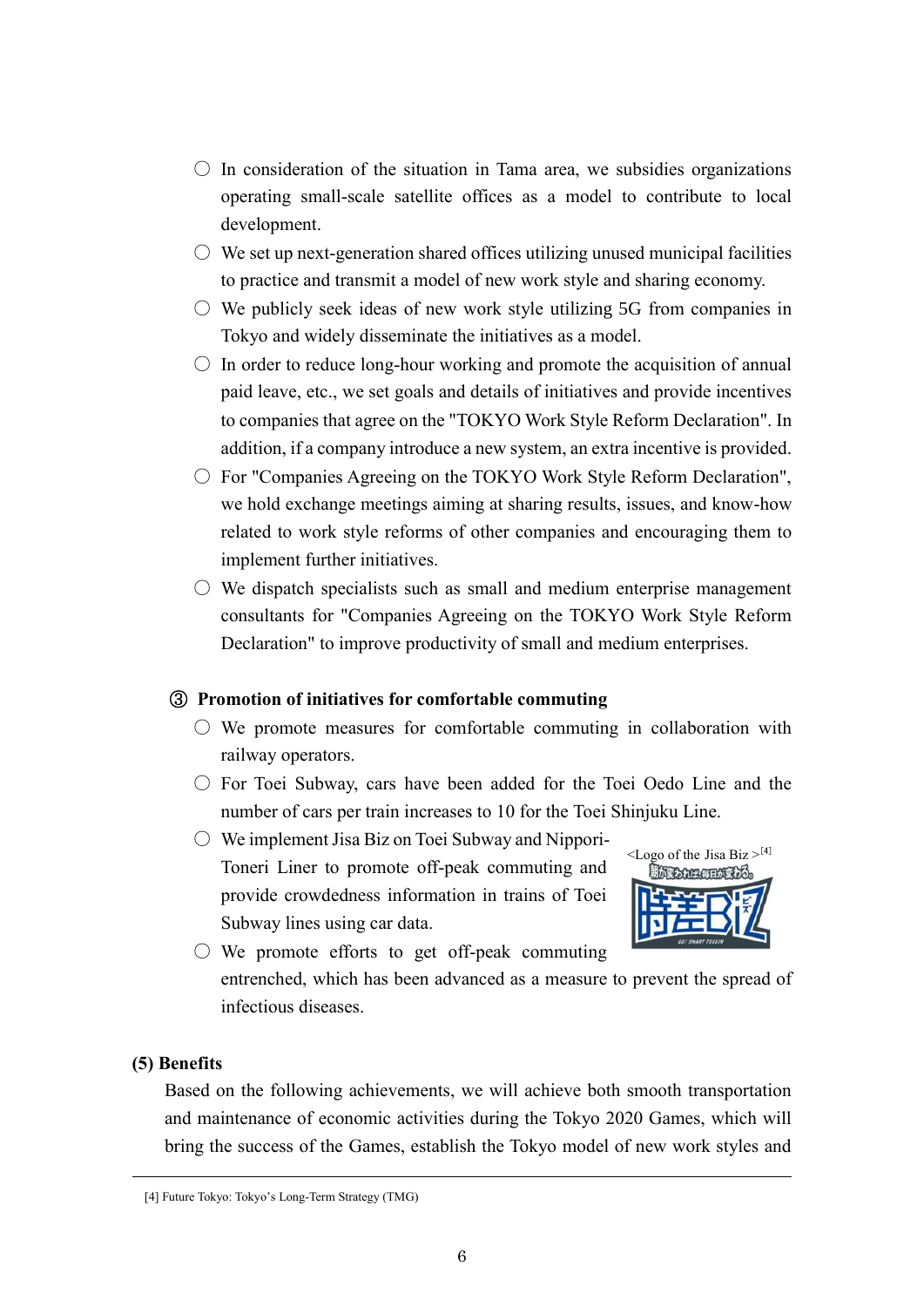- ○ In consideration of the situation in Tama area, we subsidies organizations operating small-scale satellite offices as a model to contribute to local development.
- ○ We set up next-generation shared offices utilizing unused municipal facilities to practice and transmit a model of new work style and sharing economy.
- ○ We publicly seek ideas of new work style utilizing 5G from companies in Tokyo and widely disseminate the initiatives as a model.
- ○ In order to reduce long-hour working and promote the acquisition of annual paid leave, etc., we set goals and details of initiatives and provide incentives to companies that agree on the "TOKYO Work Style Reform Declaration". In addition, if a company introduce a new system, an extra incentive is provided.
- ○ For "Companies Agreeing on the TOKYO Work Style Reform Declaration", we hold exchange meetings aiming at sharing results, issues, and know-how related to work style reforms of other companies and encouraging them to implement further initiatives.
- ○ We dispatch specialists such as small and medium enterprise management consultants for "Companies Agreeing on the TOKYO Work Style Reform Declaration" to improve productivity of small and medium enterprises.

**③ Promotion of initiatives for comfortable commuting**

- ○ We promote measures for comfortable commuting in collaboration with railway operators.
- ○ For Toei Subway, cars have been added for the Toei Oedo Line and the number of cars per train increases to 10 for the Toei Shinjuku Line.
- ○ We implement Jisa Biz on Toei Subway and Nippori-Toneri Liner to promote off-peak commuting and provide crowdedness information in trains of Toei Subway lines using car data.
- ○ We promote efforts to get off-peak commuting entrenched, which has been advanced as a measure to prevent the spread of infectious diseases.

<Logo of the Jisa Biz >[4]

**(5) Benefits**

Based on the following achievements, we will achieve both smooth transportation and maintenance of economic activities during the Tokyo 2020 Games, which will bring the success of the Games, establish the Tokyo model of new work styles and

[4] Future Tokyo: Tokyo's Long-Term Strategy (TMG)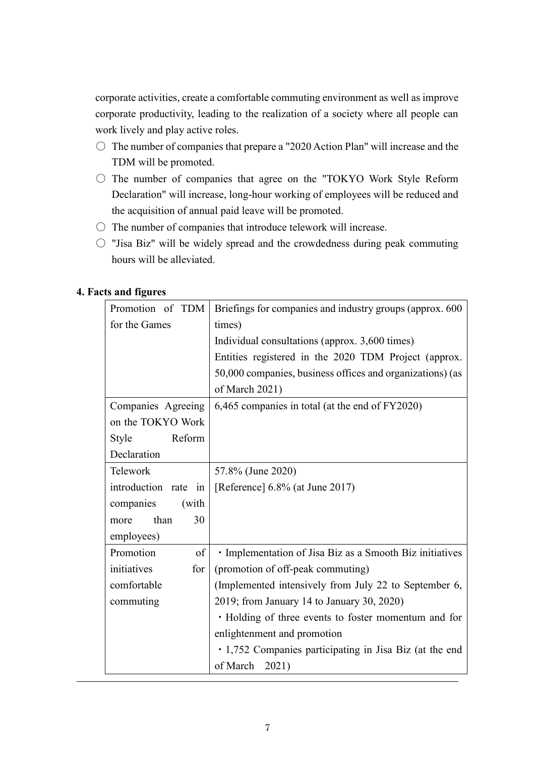corporate activities, create a comfortable commuting environment as well as improve corporate productivity, leading to the realization of a society where all people can work lively and play active roles.

- ○ The number of companies that prepare a "2020 Action Plan" will increase and the TDM will be promoted.
- ○ The number of companies that agree on the "TOKYO Work Style Reform Declaration" will increase, long-hour working of employees will be reduced and the acquisition of annual paid leave will be promoted.
- ○ The number of companies that introduce telework will increase.
- ○ "Jisa Biz" will be widely spread and the crowdedness during peak commuting hours will be alleviated.

## 4. Facts and figures

| | |
|---|---|
| Promotion of TDM for the Games | Briefings for companies and industry groups (approx. 600 times)<br>Individual consultations (approx. 3,600 times)<br>Entities registered in the 2020 TDM Project (approx. 50,000 companies, business offices and organizations) (as of March 2021) |
| Companies Agreeing on the TOKYO Work Style Reform Declaration | 6,465 companies in total (at the end of FY2020) |
| Telework introduction rate in companies (with more than 30 employees) | 57.8% (June 2020)<br>[Reference] 6.8% (at June 2017) |
| Promotion of initiatives for comfortable commuting | ・Implementation of Jisa Biz as a Smooth Biz initiatives (promotion of off-peak commuting)<br>(Implemented intensively from July 22 to September 6, 2019; from January 14 to January 30, 2020)<br>・Holding of three events to foster momentum and for enlightenment and promotion<br>・1,752 Companies participating in Jisa Biz (at the end of March 2021) |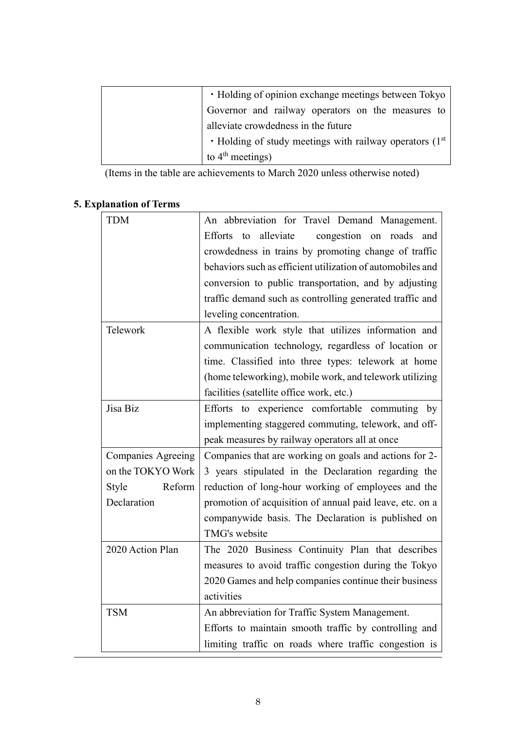| | ・Holding of opinion exchange meetings between Tokyo Governor and railway operators on the measures to alleviate crowdedness in the future<br>・Holding of study meetings with railway operators (1st to 4th meetings) |
|---|---|

(Items in the table are achievements to March 2020 unless otherwise noted)

## 5. Explanation of Terms

| | |
|---|---|
| TDM | An abbreviation for Travel Demand Management. Efforts to alleviate congestion on roads and crowdedness in trains by promoting change of traffic behaviors such as efficient utilization of automobiles and conversion to public transportation, and by adjusting traffic demand such as controlling generated traffic and leveling concentration. |
| Telework | A flexible work style that utilizes information and communication technology, regardless of location or time. Classified into three types: telework at home (home teleworking), mobile work, and telework utilizing facilities (satellite office work, etc.) |
| Jisa Biz | Efforts to experience comfortable commuting by implementing staggered commuting, telework, and off-peak measures by railway operators all at once |
| Companies Agreeing on the TOKYO Work Style Reform Declaration | Companies that are working on goals and actions for 2-3 years stipulated in the Declaration regarding the reduction of long-hour working of employees and the promotion of acquisition of annual paid leave, etc. on a companywide basis. The Declaration is published on TMG's website |
| 2020 Action Plan | The 2020 Business Continuity Plan that describes measures to avoid traffic congestion during the Tokyo 2020 Games and help companies continue their business activities |
| TSM | An abbreviation for Traffic System Management.<br>Efforts to maintain smooth traffic by controlling and limiting traffic on roads where traffic congestion is |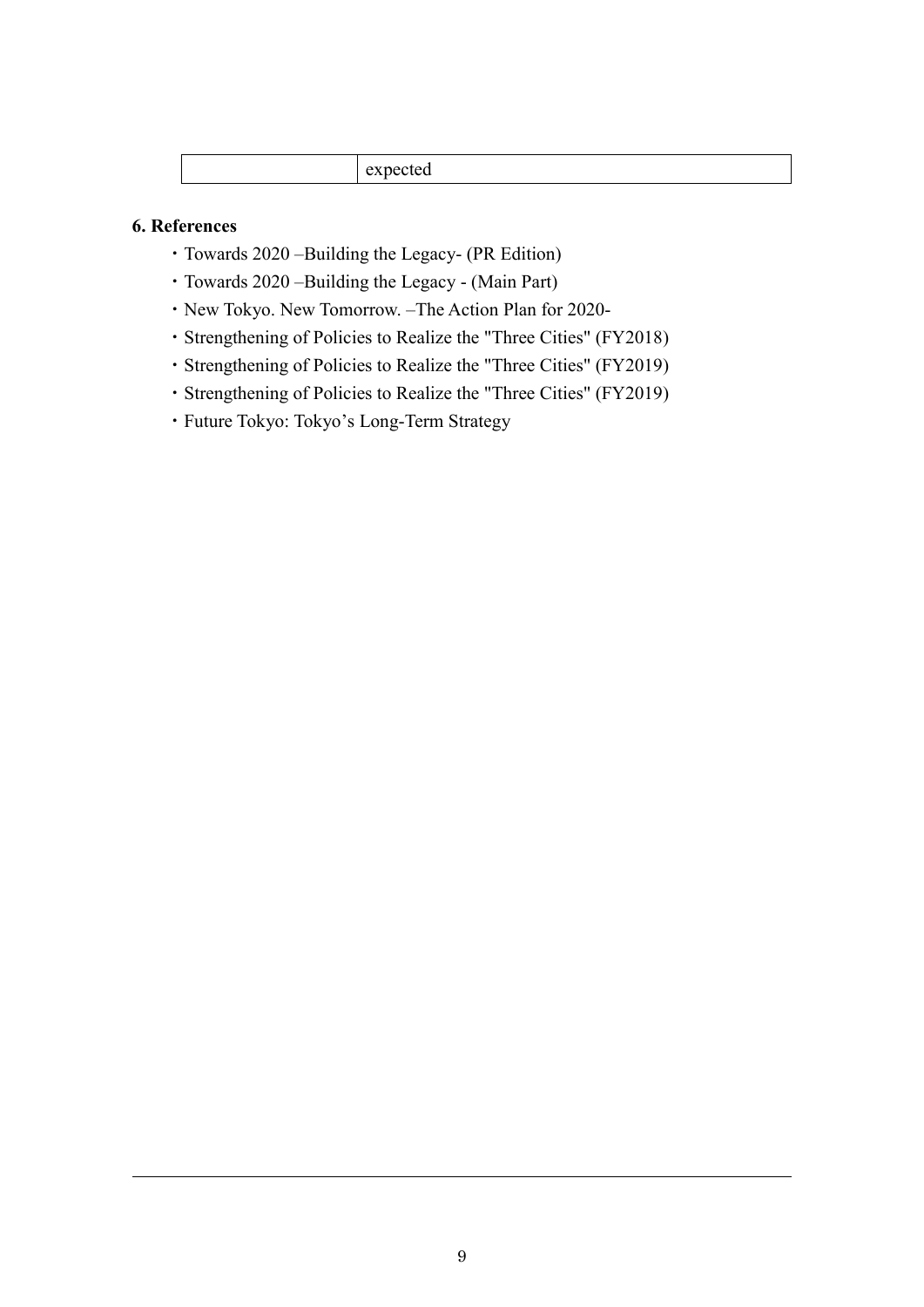| | |
|---|---|
| | expected |

**6. References**

・Towards 2020 –Building the Legacy- (PR Edition)

・Towards 2020 –Building the Legacy - (Main Part)

・New Tokyo. New Tomorrow. –The Action Plan for 2020-

・Strengthening of Policies to Realize the "Three Cities" (FY2018)

・Strengthening of Policies to Realize the "Three Cities" (FY2019)

・Strengthening of Policies to Realize the "Three Cities" (FY2019)

・Future Tokyo: Tokyo’s Long-Term Strategy